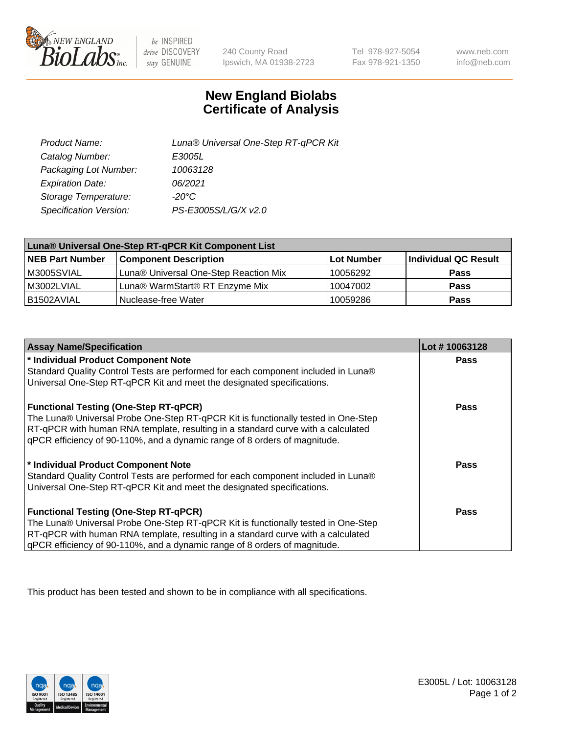# New England Biolabs
# Certificate of Analysis

| | |
|---|---|
| *Product Name:* | *Luna® Universal One-Step RT-qPCR Kit* |
| *Catalog Number:* | *E3005L* |
| *Packaging Lot Number:* | *10063128* |
| *Expiration Date:* | *06/2021* |
| *Storage Temperature:* | *-20°C* |
| *Specification Version:* | *PS-E3005S/L/G/X v2.0* |

| Luna® Universal One-Step RT-qPCR Kit Component List | | | |
|---|---|---|---|
| **NEB Part Number** | **Component Description** | **Lot Number** | **Individual QC Result** |
| M3005SVIAL | Luna® Universal One-Step Reaction Mix | 10056292 | **Pass** |
| M3002LVIAL | Luna® WarmStart® RT Enzyme Mix | 10047002 | **Pass** |
| B1502AVIAL | Nuclease-free Water | 10059286 | **Pass** |

| Assay Name/Specification | Lot # 10063128 |
|---|---|
| **\* Individual Product Component Note**<br>Standard Quality Control Tests are performed for each component included in Luna® Universal One-Step RT-qPCR Kit and meet the designated specifications. | **Pass** |
| **Functional Testing (One-Step RT-qPCR)**<br>The Luna® Universal Probe One-Step RT-qPCR Kit is functionally tested in One-Step RT-qPCR with human RNA template, resulting in a standard curve with a calculated qPCR efficiency of 90-110%, and a dynamic range of 8 orders of magnitude. | **Pass** |
| **\* Individual Product Component Note**<br>Standard Quality Control Tests are performed for each component included in Luna® Universal One-Step RT-qPCR Kit and meet the designated specifications. | **Pass** |
| **Functional Testing (One-Step RT-qPCR)**<br>The Luna® Universal Probe One-Step RT-qPCR Kit is functionally tested in One-Step RT-qPCR with human RNA template, resulting in a standard curve with a calculated qPCR efficiency of 90-110%, and a dynamic range of 8 orders of magnitude. | **Pass** |

This product has been tested and shown to be in compliance with all specifications.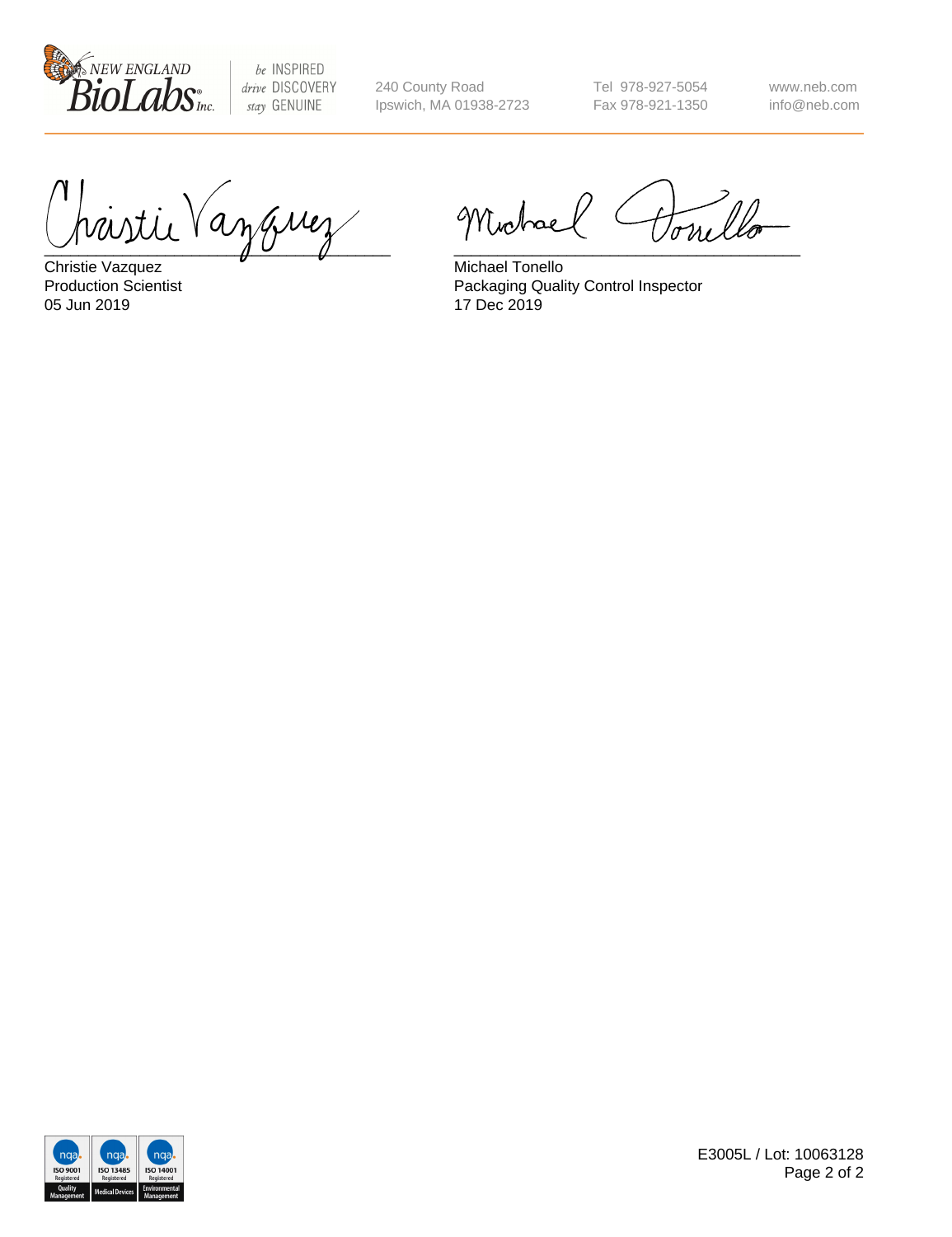Christie Vazquez
Production Scientist
05 Jun 2019

Michael Tonello
Packaging Quality Control Inspector
17 Dec 2019

E3005L / Lot: 10063128